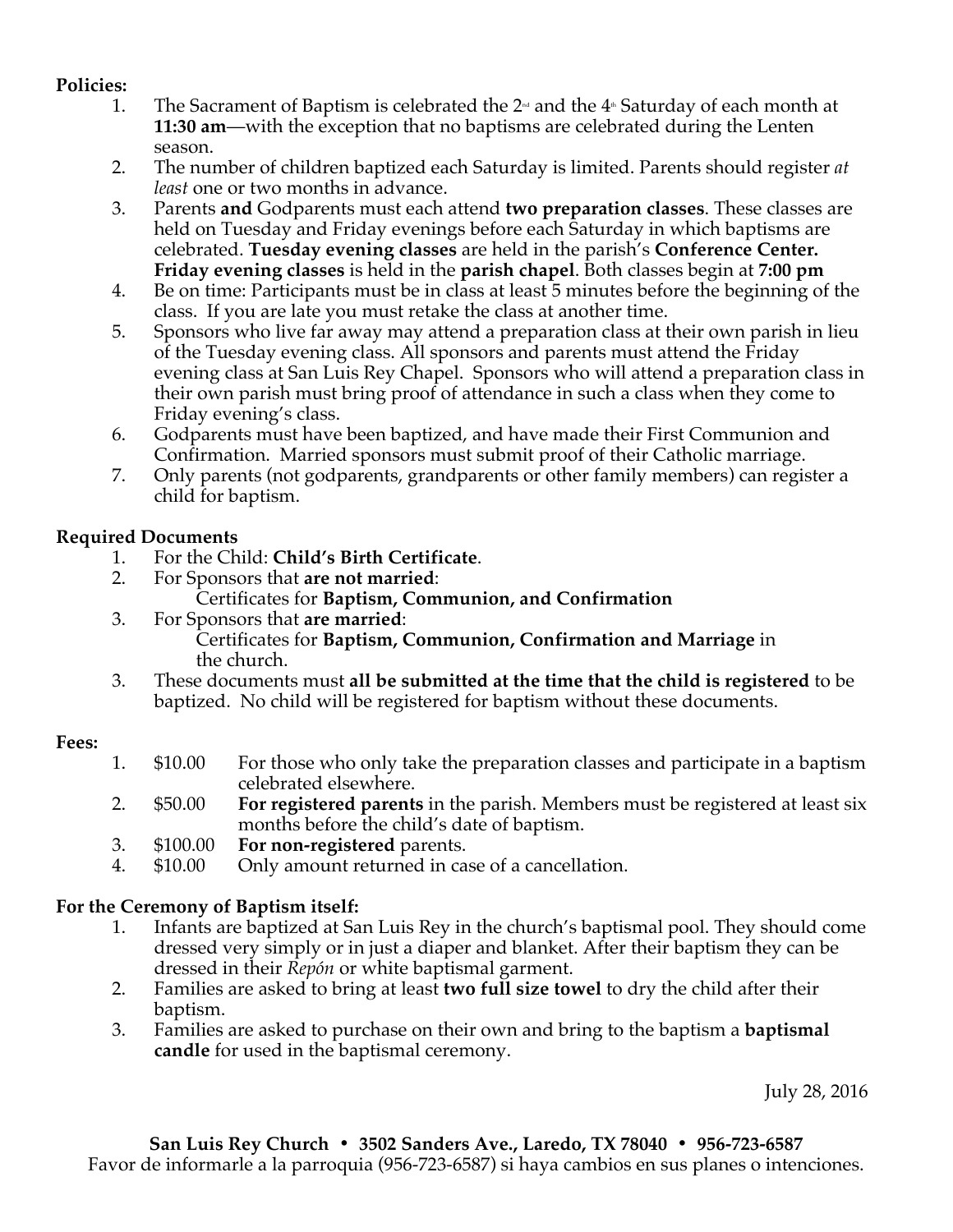**Policies:**

1. The Sacrament of Baptism is celebrated the 2nd and the 4th Saturday of each month at **11:30 am**—with the exception that no baptisms are celebrated during the Lenten season.
2. The number of children baptized each Saturday is limited. Parents should register *at least* one or two months in advance.
3. Parents **and** Godparents must each attend **two preparation classes**. These classes are held on Tuesday and Friday evenings before each Saturday in which baptisms are celebrated. **Tuesday evening classes** are held in the parish's **Conference Center. Friday evening classes** is held in the **parish chapel**. Both classes begin at **7:00 pm**
4. Be on time: Participants must be in class at least 5 minutes before the beginning of the class. If you are late you must retake the class at another time.
5. Sponsors who live far away may attend a preparation class at their own parish in lieu of the Tuesday evening class. All sponsors and parents must attend the Friday evening class at San Luis Rey Chapel. Sponsors who will attend a preparation class in their own parish must bring proof of attendance in such a class when they come to Friday evening's class.
6. Godparents must have been baptized, and have made their First Communion and Confirmation. Married sponsors must submit proof of their Catholic marriage.
7. Only parents (not godparents, grandparents or other family members) can register a child for baptism.

**Required Documents**

1. For the Child: **Child's Birth Certificate**.
2. For Sponsors that **are not married**:
   Certificates for **Baptism, Communion, and Confirmation**
3. For Sponsors that **are married**:
   Certificates for **Baptism, Communion, Confirmation and Marriage** in the church.
3. These documents must **all be submitted at the time that the child is registered** to be baptized. No child will be registered for baptism without these documents.

**Fees:**

1. $10.00 — For those who only take the preparation classes and participate in a baptism celebrated elsewhere.
2. $50.00 — **For registered parents** in the parish. Members must be registered at least six months before the child's date of baptism.
3. $100.00 — **For non-registered** parents.
4. $10.00 — Only amount returned in case of a cancellation.

**For the Ceremony of Baptism itself:**

1. Infants are baptized at San Luis Rey in the church's baptismal pool. They should come dressed very simply or in just a diaper and blanket. After their baptism they can be dressed in their *Repón* or white baptismal garment.
2. Families are asked to bring at least **two full size towel** to dry the child after their baptism.
3. Families are asked to purchase on their own and bring to the baptism a **baptismal candle** for used in the baptismal ceremony.

July 28, 2016

**San Luis Rey Church • 3502 Sanders Ave., Laredo, TX 78040 • 956-723-6587**

Favor de informarle a la parroquia (956-723-6587) si haya cambios en sus planes o intenciones.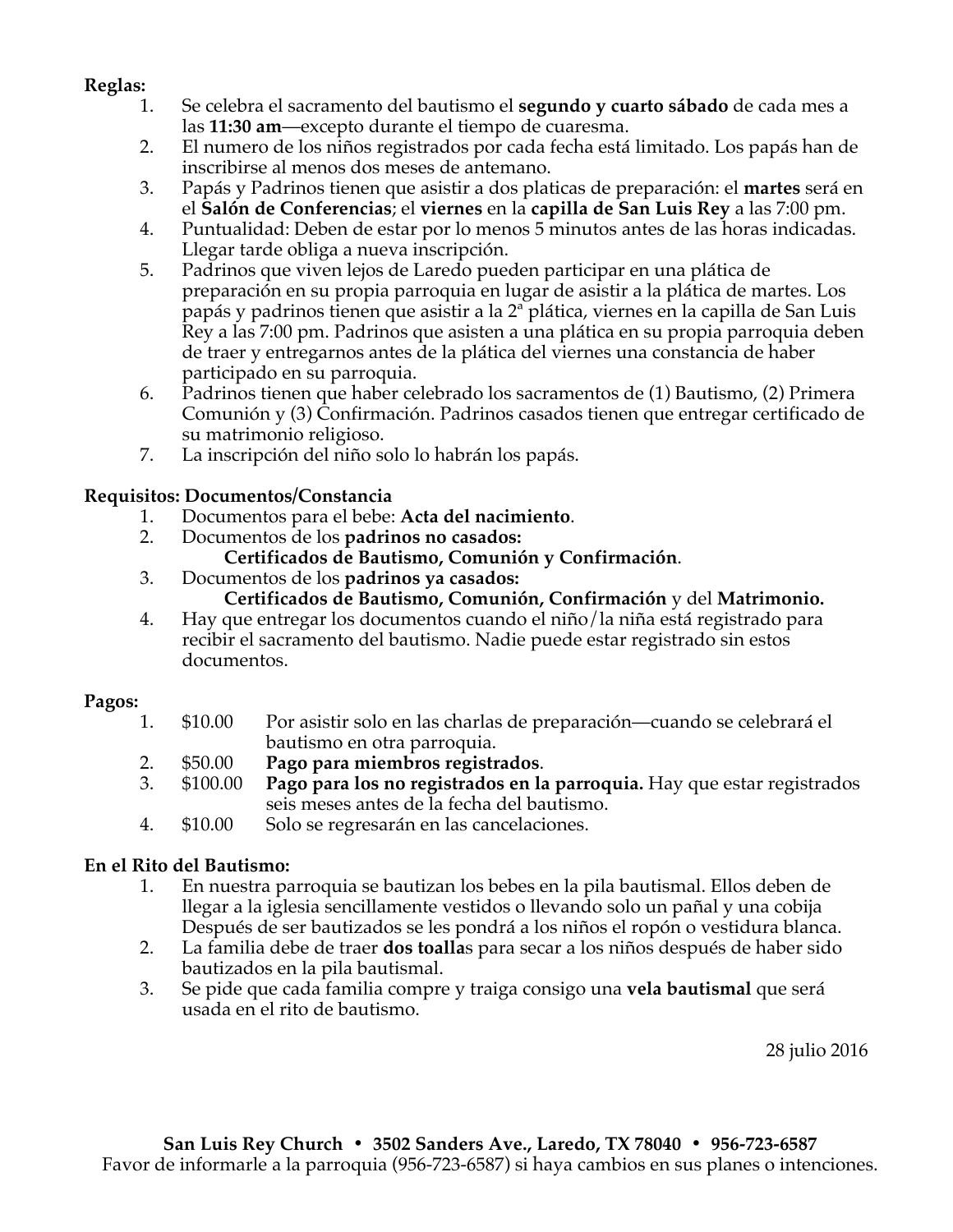**Reglas:**

1. Se celebra el sacramento del bautismo el **segundo y cuarto sábado** de cada mes a las **11:30 am**—excepto durante el tiempo de cuaresma.
2. El numero de los niños registrados por cada fecha está limitado. Los papás han de inscribirse al menos dos meses de antemano.
3. Papás y Padrinos tienen que asistir a dos platicas de preparación: el **martes** será en el **Salón de Conferencias**; el **viernes** en la **capilla de San Luis Rey** a las 7:00 pm.
4. Puntualidad: Deben de estar por lo menos 5 minutos antes de las horas indicadas. Llegar tarde obliga a nueva inscripción.
5. Padrinos que viven lejos de Laredo pueden participar en una plática de preparación en su propia parroquia en lugar de asistir a la plática de martes. Los papás y padrinos tienen que asistir a la 2ª plática, viernes en la capilla de San Luis Rey a las 7:00 pm. Padrinos que asisten a una plática en su propia parroquia deben de traer y entregarnos antes de la plática del viernes una constancia de haber participado en su parroquia.
6. Padrinos tienen que haber celebrado los sacramentos de (1) Bautismo, (2) Primera Comunión y (3) Confirmación. Padrinos casados tienen que entregar certificado de su matrimonio religioso.
7. La inscripción del niño solo lo habrán los papás.

**Requisitos: Documentos/Constancia**

1. Documentos para el bebe: **Acta del nacimiento**.
2. Documentos de los **padrinos no casados:**
   **Certificados de Bautismo, Comunión y Confirmación**.
3. Documentos de los **padrinos ya casados:**
   **Certificados de Bautismo, Comunión, Confirmación** y del **Matrimonio.**
4. Hay que entregar los documentos cuando el niño/la niña está registrado para recibir el sacramento del bautismo. Nadie puede estar registrado sin estos documentos.

**Pagos:**

1. $10.00 Por asistir solo en las charlas de preparación—cuando se celebrará el bautismo en otra parroquia.
2. $50.00 **Pago para miembros registrados**.
3. $100.00 **Pago para los no registrados en la parroquia.** Hay que estar registrados seis meses antes de la fecha del bautismo.
4. $10.00 Solo se regresarán en las cancelaciones.

**En el Rito del Bautismo:**

1. En nuestra parroquia se bautizan los bebes en la pila bautismal. Ellos deben de llegar a la iglesia sencillamente vestidos o llevando solo un pañal y una cobija Después de ser bautizados se les pondrá a los niños el ropón o vestidura blanca.
2. La familia debe de traer **dos toalla**s para secar a los niños después de haber sido bautizados en la pila bautismal.
3. Se pide que cada familia compre y traiga consigo una **vela bautismal** que será usada en el rito de bautismo.

28 julio 2016

**San Luis Rey Church • 3502 Sanders Ave., Laredo, TX 78040 • 956-723-6587**
Favor de informarle a la parroquia (956-723-6587) si haya cambios en sus planes o intenciones.